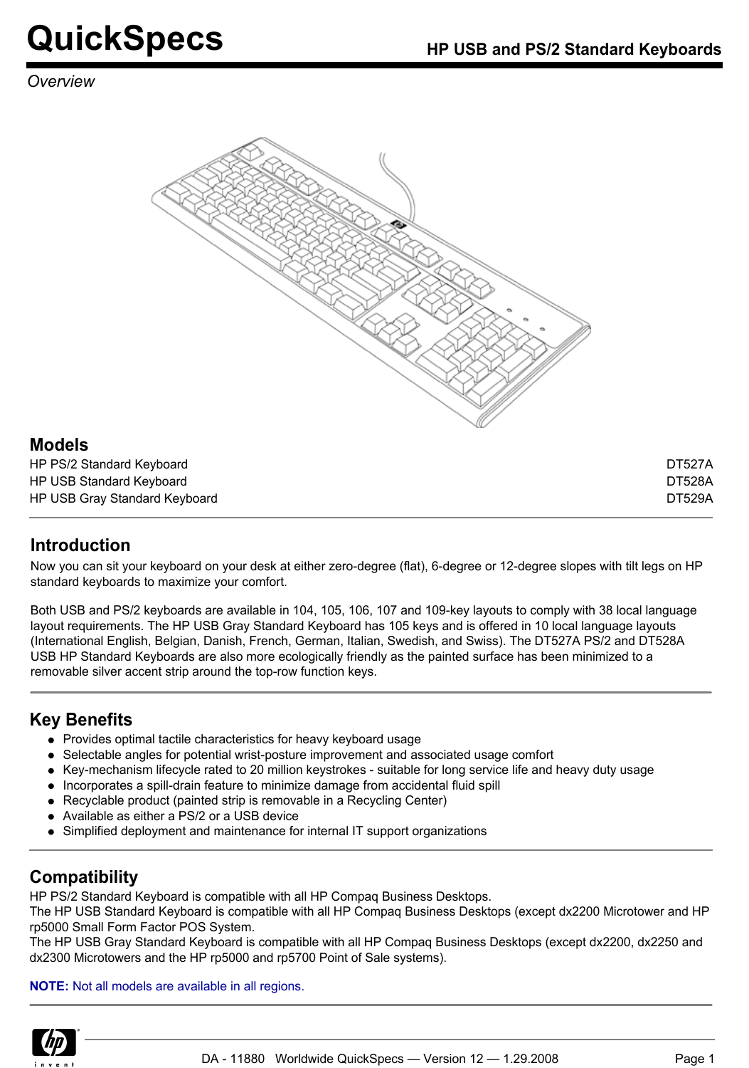# QuickSpecs

## HP USB and PS/2 Standard Keyboards

*Overview*

## Models

| | |
|---|---|
| HP PS/2 Standard Keyboard | DT527A |
| HP USB Standard Keyboard | DT528A |
| HP USB Gray Standard Keyboard | DT529A |

## Introduction

Now you can sit your keyboard on your desk at either zero-degree (flat), 6-degree or 12-degree slopes with tilt legs on HP standard keyboards to maximize your comfort.

Both USB and PS/2 keyboards are available in 104, 105, 106, 107 and 109-key layouts to comply with 38 local language layout requirements. The HP USB Gray Standard Keyboard has 105 keys and is offered in 10 local language layouts (International English, Belgian, Danish, French, German, Italian, Swedish, and Swiss). The DT527A PS/2 and DT528A USB HP Standard Keyboards are also more ecologically friendly as the painted surface has been minimized to a removable silver accent strip around the top-row function keys.

## Key Benefits

- Provides optimal tactile characteristics for heavy keyboard usage
- Selectable angles for potential wrist-posture improvement and associated usage comfort
- Key-mechanism lifecycle rated to 20 million keystrokes - suitable for long service life and heavy duty usage
- Incorporates a spill-drain feature to minimize damage from accidental fluid spill
- Recyclable product (painted strip is removable in a Recycling Center)
- Available as either a PS/2 or a USB device
- Simplified deployment and maintenance for internal IT support organizations

## Compatibility

HP PS/2 Standard Keyboard is compatible with all HP Compaq Business Desktops.
The HP USB Standard Keyboard is compatible with all HP Compaq Business Desktops (except dx2200 Microtower and HP rp5000 Small Form Factor POS System.
The HP USB Gray Standard Keyboard is compatible with all HP Compaq Business Desktops (except dx2200, dx2250 and dx2300 Microtowers and the HP rp5000 and rp5700 Point of Sale systems).

**NOTE:** Not all models are available in all regions.

DA - 11880 Worldwide QuickSpecs — Version 12 — 1.29.2008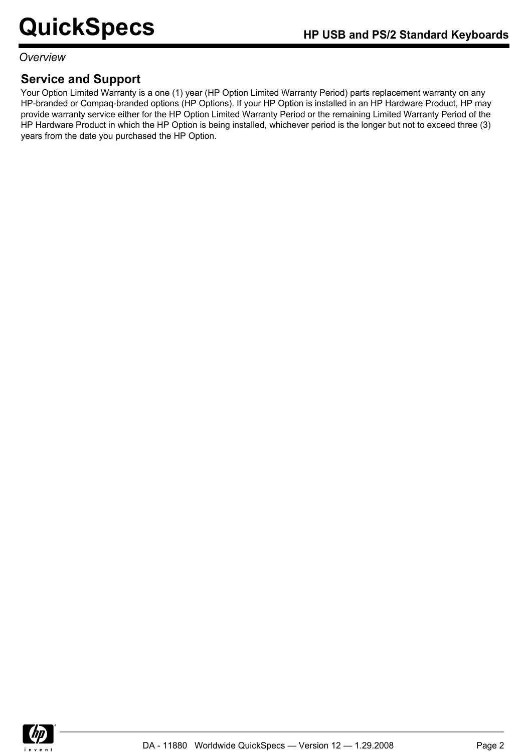*Overview*

## Service and Support

Your Option Limited Warranty is a one (1) year (HP Option Limited Warranty Period) parts replacement warranty on any HP-branded or Compaq-branded options (HP Options). If your HP Option is installed in an HP Hardware Product, HP may provide warranty service either for the HP Option Limited Warranty Period or the remaining Limited Warranty Period of the HP Hardware Product in which the HP Option is being installed, whichever period is the longer but not to exceed three (3) years from the date you purchased the HP Option.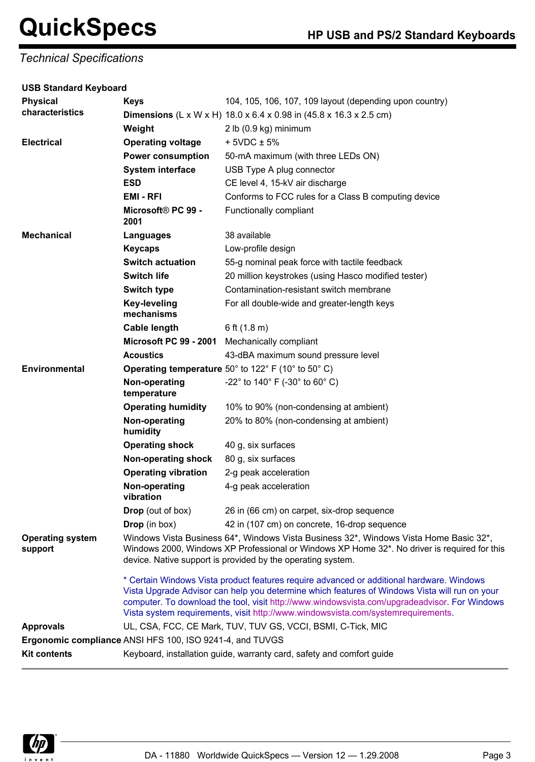## Technical Specifications

### USB Standard Keyboard

| | | |
|---|---|---|
| **Physical characteristics** | **Keys** | 104, 105, 106, 107, 109 layout (depending upon country) |
| | **Dimensions** (L x W x H) | 18.0 x 6.4 x 0.98 in (45.8 x 16.3 x 2.5 cm) |
| | **Weight** | 2 lb (0.9 kg) minimum |
| **Electrical** | **Operating voltage** | + 5VDC ± 5% |
| | **Power consumption** | 50-mA maximum (with three LEDs ON) |
| | **System interface** | USB Type A plug connector |
| | **ESD** | CE level 4, 15-kV air discharge |
| | **EMI - RFI** | Conforms to FCC rules for a Class B computing device |
| | **Microsoft® PC 99 - 2001** | Functionally compliant |
| **Mechanical** | **Languages** | 38 available |
| | **Keycaps** | Low-profile design |
| | **Switch actuation** | 55-g nominal peak force with tactile feedback |
| | **Switch life** | 20 million keystrokes (using Hasco modified tester) |
| | **Switch type** | Contamination-resistant switch membrane |
| | **Key-leveling mechanisms** | For all double-wide and greater-length keys |
| | **Cable length** | 6 ft (1.8 m) |
| | **Microsoft PC 99 - 2001** | Mechanically compliant |
| | **Acoustics** | 43-dBA maximum sound pressure level |
| **Environmental** | **Operating temperature** | 50° to 122° F (10° to 50° C) |
| | **Non-operating temperature** | -22° to 140° F (-30° to 60° C) |
| | **Operating humidity** | 10% to 90% (non-condensing at ambient) |
| | **Non-operating humidity** | 20% to 80% (non-condensing at ambient) |
| | **Operating shock** | 40 g, six surfaces |
| | **Non-operating shock** | 80 g, six surfaces |
| | **Operating vibration** | 2-g peak acceleration |
| | **Non-operating vibration** | 4-g peak acceleration |
| | **Drop** (out of box) | 26 in (66 cm) on carpet, six-drop sequence |
| | **Drop** (in box) | 42 in (107 cm) on concrete, 16-drop sequence |
| **Operating system support** | Windows Vista Business 64*, Windows Vista Business 32*, Windows Vista Home Basic 32*, Windows 2000, Windows XP Professional or Windows XP Home 32*. No driver is required for this device. Native support is provided by the operating system.<br><br>* Certain Windows Vista product features require advanced or additional hardware. Windows Vista Upgrade Advisor can help you determine which features of Windows Vista will run on your computer. To download the tool, visit http://www.windowsvista.com/upgradeadvisor. For Windows Vista system requirements, visit http://www.windowsvista.com/systemrequirements. | |
| **Approvals** | UL, CSA, FCC, CE Mark, TUV, TUV GS, VCCI, BSMI, C-Tick, MIC | |
| **Ergonomic compliance** | ANSI HFS 100, ISO 9241-4, and TUVGS | |
| **Kit contents** | Keyboard, installation guide, warranty card, safety and comfort guide | |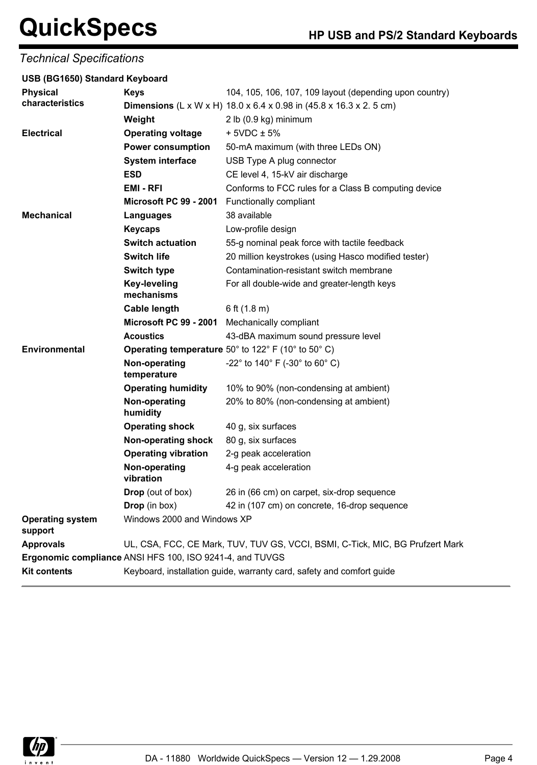*Technical Specifications*

**USB (BG1650) Standard Keyboard**

| | | |
|---|---|---|
| **Physical characteristics** | **Keys** | 104, 105, 106, 107, 109 layout (depending upon country) |
| | **Dimensions** (L x W x H) | 18.0 x 6.4 x 0.98 in (45.8 x 16.3 x 2. 5 cm) |
| | **Weight** | 2 lb (0.9 kg) minimum |
| **Electrical** | **Operating voltage** | + 5VDC ± 5% |
| | **Power consumption** | 50-mA maximum (with three LEDs ON) |
| | **System interface** | USB Type A plug connector |
| | **ESD** | CE level 4, 15-kV air discharge |
| | **EMI - RFI** | Conforms to FCC rules for a Class B computing device |
| | **Microsoft PC 99 - 2001** | Functionally compliant |
| **Mechanical** | **Languages** | 38 available |
| | **Keycaps** | Low-profile design |
| | **Switch actuation** | 55-g nominal peak force with tactile feedback |
| | **Switch life** | 20 million keystrokes (using Hasco modified tester) |
| | **Switch type** | Contamination-resistant switch membrane |
| | **Key-leveling mechanisms** | For all double-wide and greater-length keys |
| | **Cable length** | 6 ft (1.8 m) |
| | **Microsoft PC 99 - 2001** | Mechanically compliant |
| | **Acoustics** | 43-dBA maximum sound pressure level |
| **Environmental** | **Operating temperature** | 50° to 122° F (10° to 50° C) |
| | **Non-operating temperature** | -22° to 140° F (-30° to 60° C) |
| | **Operating humidity** | 10% to 90% (non-condensing at ambient) |
| | **Non-operating humidity** | 20% to 80% (non-condensing at ambient) |
| | **Operating shock** | 40 g, six surfaces |
| | **Non-operating shock** | 80 g, six surfaces |
| | **Operating vibration** | 2-g peak acceleration |
| | **Non-operating vibration** | 4-g peak acceleration |
| | **Drop** (out of box) | 26 in (66 cm) on carpet, six-drop sequence |
| | **Drop** (in box) | 42 in (107 cm) on concrete, 16-drop sequence |
| **Operating system support** | Windows 2000 and Windows XP | |
| **Approvals** | UL, CSA, FCC, CE Mark, TUV, TUV GS, VCCI, BSMI, C-Tick, MIC, BG Prufzert Mark | |
| **Ergonomic compliance** | ANSI HFS 100, ISO 9241-4, and TUVGS | |
| **Kit contents** | Keyboard, installation guide, warranty card, safety and comfort guide | |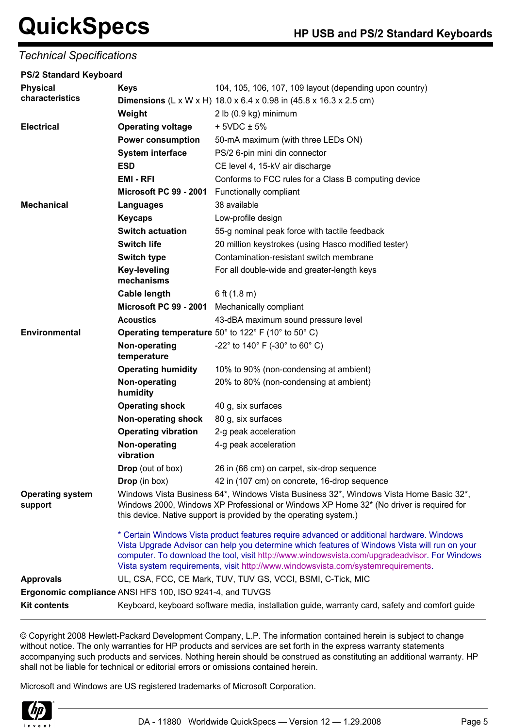## Technical Specifications

### PS/2 Standard Keyboard

| | | |
|---|---|---|
| **Physical characteristics** | **Keys** | 104, 105, 106, 107, 109 layout (depending upon country) |
| | **Dimensions** (L x W x H) | 18.0 x 6.4 x 0.98 in (45.8 x 16.3 x 2.5 cm) |
| | **Weight** | 2 lb (0.9 kg) minimum |
| **Electrical** | **Operating voltage** | + 5VDC ± 5% |
| | **Power consumption** | 50-mA maximum (with three LEDs ON) |
| | **System interface** | PS/2 6-pin mini din connector |
| | **ESD** | CE level 4, 15-kV air discharge |
| | **EMI - RFI** | Conforms to FCC rules for a Class B computing device |
| | **Microsoft PC 99 - 2001** | Functionally compliant |
| **Mechanical** | **Languages** | 38 available |
| | **Keycaps** | Low-profile design |
| | **Switch actuation** | 55-g nominal peak force with tactile feedback |
| | **Switch life** | 20 million keystrokes (using Hasco modified tester) |
| | **Switch type** | Contamination-resistant switch membrane |
| | **Key-leveling mechanisms** | For all double-wide and greater-length keys |
| | **Cable length** | 6 ft (1.8 m) |
| | **Microsoft PC 99 - 2001** | Mechanically compliant |
| | **Acoustics** | 43-dBA maximum sound pressure level |
| **Environmental** | **Operating temperature** | 50° to 122° F (10° to 50° C) |
| | **Non-operating temperature** | -22° to 140° F (-30° to 60° C) |
| | **Operating humidity** | 10% to 90% (non-condensing at ambient) |
| | **Non-operating humidity** | 20% to 80% (non-condensing at ambient) |
| | **Operating shock** | 40 g, six surfaces |
| | **Non-operating shock** | 80 g, six surfaces |
| | **Operating vibration** | 2-g peak acceleration |
| | **Non-operating vibration** | 4-g peak acceleration |
| | **Drop** (out of box) | 26 in (66 cm) on carpet, six-drop sequence |
| | **Drop** (in box) | 42 in (107 cm) on concrete, 16-drop sequence |
| **Operating system support** | Windows Vista Business 64*, Windows Vista Business 32*, Windows Vista Home Basic 32*, Windows 2000, Windows XP Professional or Windows XP Home 32* (No driver is required for this device. Native support is provided by the operating system.)<br><br>* Certain Windows Vista product features require advanced or additional hardware. Windows Vista Upgrade Advisor can help you determine which features of Windows Vista will run on your computer. To download the tool, visit http://www.windowsvista.com/upgradeadvisor. For Windows Vista system requirements, visit http://www.windowsvista.com/systemrequirements. | |
| **Approvals** | UL, CSA, FCC, CE Mark, TUV, TUV GS, VCCI, BSMI, C-Tick, MIC | |
| **Ergonomic compliance** | ANSI HFS 100, ISO 9241-4, and TUVGS | |
| **Kit contents** | Keyboard, keyboard software media, installation guide, warranty card, safety and comfort guide | |

© Copyright 2008 Hewlett-Packard Development Company, L.P. The information contained herein is subject to change without notice. The only warranties for HP products and services are set forth in the express warranty statements accompanying such products and services. Nothing herein should be construed as constituting an additional warranty. HP shall not be liable for technical or editorial errors or omissions contained herein.

Microsoft and Windows are US registered trademarks of Microsoft Corporation.

DA - 11880 Worldwide QuickSpecs — Version 12 — 1.29.2008